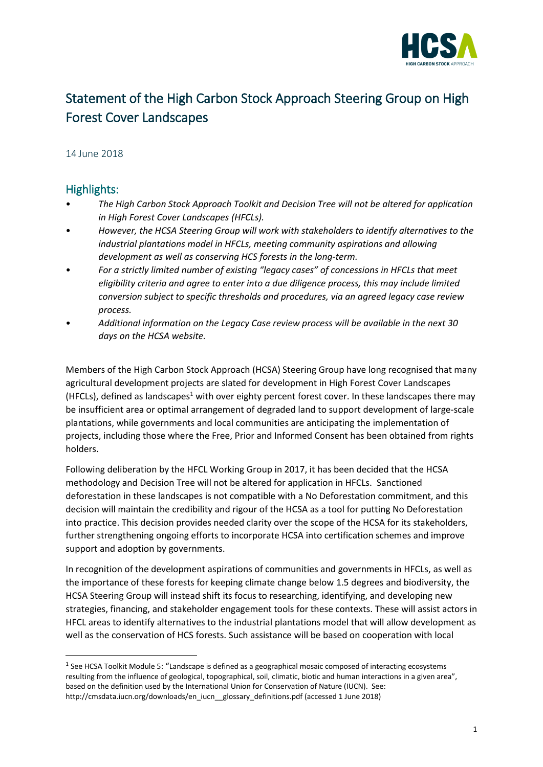# Statement of the High Carbon Stock Approach Steering Group on High Forest Cover Landscapes

14 June 2018

## Highlights:

- *The High Carbon Stock Approach Toolkit and Decision Tree will not be altered for application in High Forest Cover Landscapes (HFCLs).*
- *However, the HCSA Steering Group will work with stakeholders to identify alternatives to the industrial plantations model in HFCLs, meeting community aspirations and allowing development as well as conserving HCS forests in the long-term.*
- *For a strictly limited number of existing "legacy cases" of concessions in HFCLs that meet eligibility criteria and agree to enter into a due diligence process, this may include limited conversion subject to specific thresholds and procedures, via an agreed legacy case review process.*
- *Additional information on the Legacy Case review process will be available in the next 30 days on the HCSA website.*

Members of the High Carbon Stock Approach (HCSA) Steering Group have long recognised that many agricultural development projects are slated for development in High Forest Cover Landscapes (HFCLs), defined as landscapes[1] with over eighty percent forest cover. In these landscapes there may be insufficient area or optimal arrangement of degraded land to support development of large-scale plantations, while governments and local communities are anticipating the implementation of projects, including those where the Free, Prior and Informed Consent has been obtained from rights holders.

Following deliberation by the HFCL Working Group in 2017, it has been decided that the HCSA methodology and Decision Tree will not be altered for application in HFCLs. Sanctioned deforestation in these landscapes is not compatible with a No Deforestation commitment, and this decision will maintain the credibility and rigour of the HCSA as a tool for putting No Deforestation into practice. This decision provides needed clarity over the scope of the HCSA for its stakeholders, further strengthening ongoing efforts to incorporate HCSA into certification schemes and improve support and adoption by governments.

In recognition of the development aspirations of communities and governments in HFCLs, as well as the importance of these forests for keeping climate change below 1.5 degrees and biodiversity, the HCSA Steering Group will instead shift its focus to researching, identifying, and developing new strategies, financing, and stakeholder engagement tools for these contexts. These will assist actors in HFCL areas to identify alternatives to the industrial plantations model that will allow development as well as the conservation of HCS forests. Such assistance will be based on cooperation with local

[1] See HCSA Toolkit Module 5: "Landscape is defined as a geographical mosaic composed of interacting ecosystems resulting from the influence of geological, topographical, soil, climatic, biotic and human interactions in a given area", based on the definition used by the International Union for Conservation of Nature (IUCN). See: http://cmsdata.iucn.org/downloads/en_iucn__glossary_definitions.pdf (accessed 1 June 2018)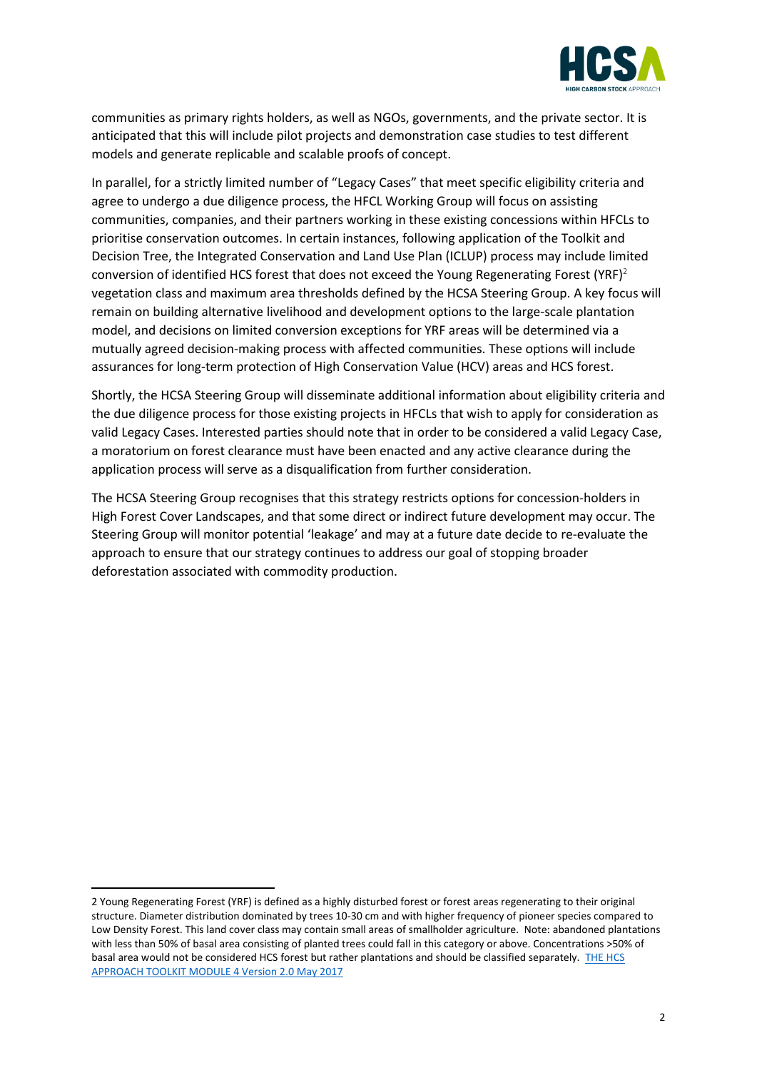communities as primary rights holders, as well as NGOs, governments, and the private sector. It is anticipated that this will include pilot projects and demonstration case studies to test different models and generate replicable and scalable proofs of concept.

In parallel, for a strictly limited number of "Legacy Cases" that meet specific eligibility criteria and agree to undergo a due diligence process, the HFCL Working Group will focus on assisting communities, companies, and their partners working in these existing concessions within HFCLs to prioritise conservation outcomes. In certain instances, following application of the Toolkit and Decision Tree, the Integrated Conservation and Land Use Plan (ICLUP) process may include limited conversion of identified HCS forest that does not exceed the Young Regenerating Forest (YRF)[2] vegetation class and maximum area thresholds defined by the HCSA Steering Group. A key focus will remain on building alternative livelihood and development options to the large-scale plantation model, and decisions on limited conversion exceptions for YRF areas will be determined via a mutually agreed decision-making process with affected communities. These options will include assurances for long-term protection of High Conservation Value (HCV) areas and HCS forest.

Shortly, the HCSA Steering Group will disseminate additional information about eligibility criteria and the due diligence process for those existing projects in HFCLs that wish to apply for consideration as valid Legacy Cases. Interested parties should note that in order to be considered a valid Legacy Case, a moratorium on forest clearance must have been enacted and any active clearance during the application process will serve as a disqualification from further consideration.

The HCSA Steering Group recognises that this strategy restricts options for concession-holders in High Forest Cover Landscapes, and that some direct or indirect future development may occur. The Steering Group will monitor potential 'leakage' and may at a future date decide to re-evaluate the approach to ensure that our strategy continues to address our goal of stopping broader deforestation associated with commodity production.

---

2 Young Regenerating Forest (YRF) is defined as a highly disturbed forest or forest areas regenerating to their original structure. Diameter distribution dominated by trees 10-30 cm and with higher frequency of pioneer species compared to Low Density Forest. This land cover class may contain small areas of smallholder agriculture. Note: abandoned plantations with less than 50% of basal area consisting of planted trees could fall in this category or above. Concentrations >50% of basal area would not be considered HCS forest but rather plantations and should be classified separately. THE HCS APPROACH TOOLKIT MODULE 4 Version 2.0 May 2017